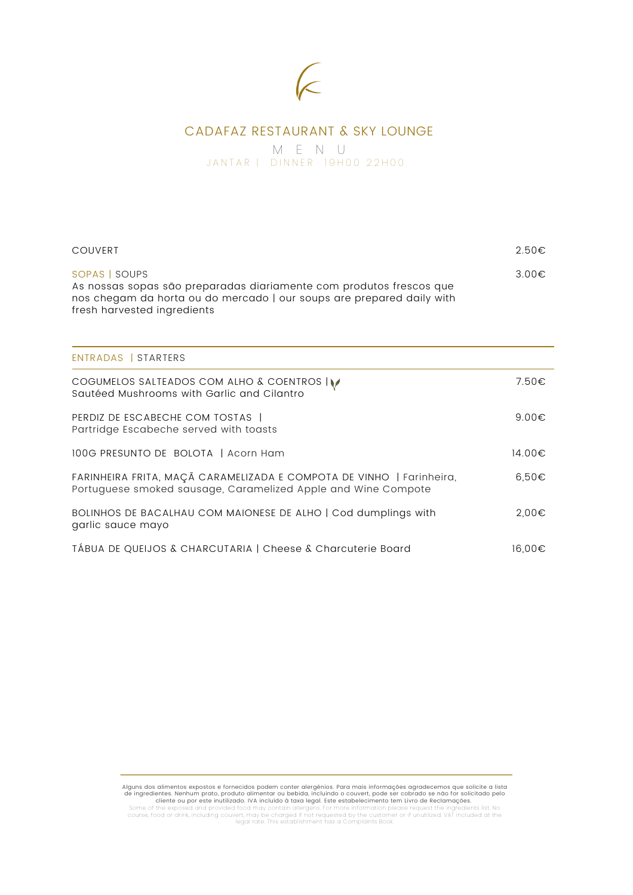# CADAFAZ RESTAURANT & SKY LOUNGE

## M E N U

JANTAR | DINNER 19H00 22H00

COUVERT — 2.50€

SOPAS | SOUPS — 3.00€
As nossas sopas são preparadas diariamente com produtos frescos que nos chegam da horta ou do mercado | our soups are prepared daily with fresh harvested ingredients

## ENTRADAS | STARTERS

COGUMELOS SALTEADOS COM ALHO & COENTROS |
Sautéed Mushrooms with Garlic and Cilantro — 7.50€

PERDIZ DE ESCABECHE COM TOSTAS |
Partridge Escabeche served with toasts — 9.00€

100G PRESUNTO DE BOLOTA | Acorn Ham — 14.00€

FARINHEIRA FRITA, MAÇÃ CARAMELIZADA E COMPOTA DE VINHO | Farinheira, Portuguese smoked sausage, Caramelized Apple and Wine Compote — 6,50€

BOLINHOS DE BACALHAU COM MAIONESE DE ALHO | Cod dumplings with garlic sauce mayo — 2,00€

TÁBUA DE QUEIJOS & CHARCUTARIA | Cheese & Charcuterie Board — 16,00€

---

Alguns dos alimentos expostos e fornecidos podem conter alergénios. Para mais informações agradecemos que solicite a lista de ingredientes. Nenhum prato, produto alimentar ou bebida, incluindo o couvert, pode ser cobrado se não for solicitado pelo cliente ou por este inutilizado. IVA incluído à taxa legal. Este estabelecimento tem Livro de Reclamações.
Some of the exposed and provided food may contain allergens. For more information please request the ingredients list. No course, food or drink, including couvert, may be charged if not requested by the customer or if unutilized. VAT included at the legal rate. This establishment has a Complaints Book.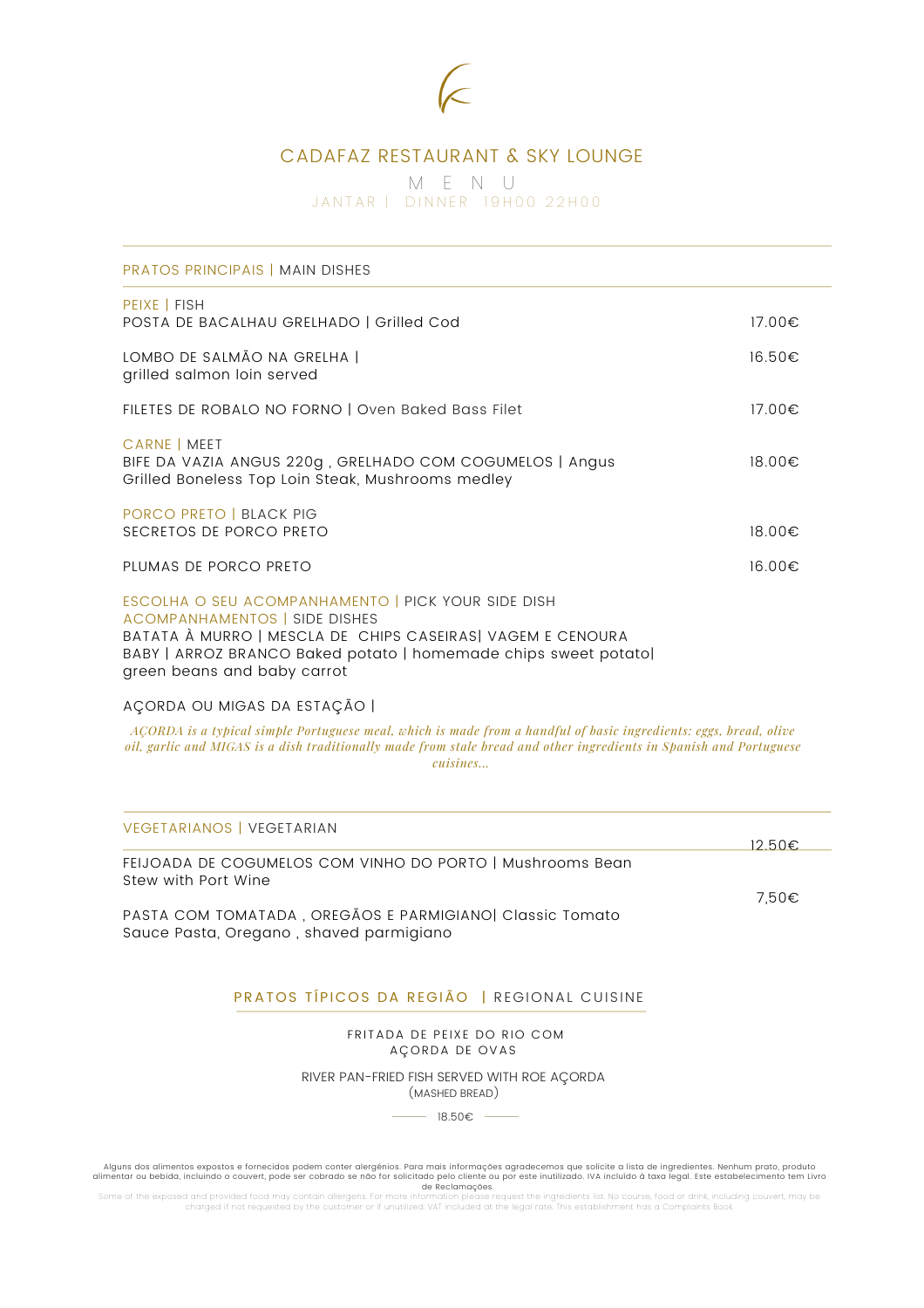# CADAFAZ RESTAURANT & SKY LOUNGE

## M E N U

JANTAR | DINNER 19H00 22H00

---

## PRATOS PRINCIPAIS | MAIN DISHES

### PEIXE | FISH

| | |
|---|---|
| POSTA DE BACALHAU GRELHADO \| Grilled Cod | 17.00€ |
| LOMBO DE SALMÃO NA GRELHA \| grilled salmon loin served | 16.50€ |
| FILETES DE ROBALO NO FORNO \| Oven Baked Bass Filet | 17.00€ |

### CARNE | MEET

| | |
|---|---|
| BIFE DA VAZIA ANGUS 220g , GRELHADO COM COGUMELOS \| Angus Grilled Boneless Top Loin Steak, Mushrooms medley | 18.00€ |

### PORCO PRETO | BLACK PIG

| | |
|---|---|
| SECRETOS DE PORCO PRETO | 18.00€ |
| PLUMAS DE PORCO PRETO | 16.00€ |

### ESCOLHA O SEU ACOMPANHAMENTO | PICK YOUR SIDE DISH

ACOMPANHAMENTOS | SIDE DISHES

BATATA À MURRO | MESCLA DE CHIPS CASEIRAS| VAGEM E CENOURA BABY | ARROZ BRANCO Baked potato | homemade chips sweet potato| green beans and baby carrot

AÇORDA OU MIGAS DA ESTAÇÃO |

*AÇORDA is a typical simple Portuguese meal, which is made from a handful of basic ingredients: eggs, bread, olive oil, garlic and MIGAS is a dish traditionally made from stale bread and other ingredients in Spanish and Portuguese cuisines...*

---

## VEGETARIANOS | VEGETARIAN

| | |
|---|---|
| FEIJOADA DE COGUMELOS COM VINHO DO PORTO \| Mushrooms Bean Stew with Port Wine | 12.50€ |
| PASTA COM TOMATADA , OREGÃOS E PARMIGIANO\| Classic Tomato Sauce Pasta, Oregano , shaved parmigiano | 7,50€ |

## PRATOS TÍPICOS DA REGIÃO | REGIONAL CUISINE

FRITADA DE PEIXE DO RIO COM AÇORDA DE OVAS

RIVER PAN-FRIED FISH SERVED WITH ROE AÇORDA (MASHED BREAD)

18.50€

Alguns dos alimentos expostos e fornecidos podem conter alergénios. Para mais informações agradecemos que solicite a lista de ingredientes. Nenhum prato, produto alimentar ou bebida, incluindo o couvert, pode ser cobrado se não for solicitado pelo cliente ou por este inutilizado. IVA incluído à taxa legal. Este estabelecimento tem Livro de Reclamações.

Some of the exposed and provided food may contain allergens. For more information please request the ingredients list. No course, food or drink, including couvert, may be charged if not requested by the customer or if unutilized. VAT included at the legal rate. This establishment has a Complaints Book.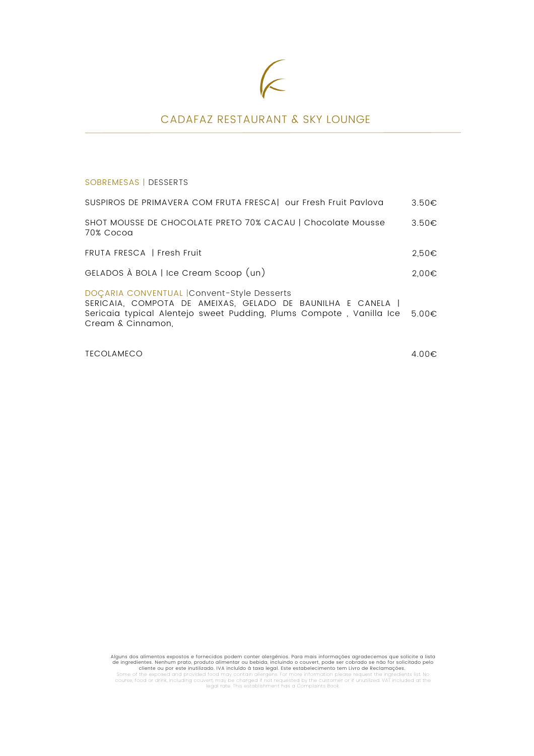# CADAFAZ RESTAURANT & SKY LOUNGE

## SOBREMESAS | DESSERTS

| | |
|---|---|
| SUSPIROS DE PRIMAVERA COM FRUTA FRESCA\|  our Fresh Fruit Pavlova | 3.50€ |
| SHOT MOUSSE DE CHOCOLATE PRETO 70% CACAU \| Chocolate Mousse 70% Cocoa | 3.50€ |
| FRUTA FRESCA  \| Fresh Fruit | 2,50€ |
| GELADOS À BOLA \| Ice Cream Scoop (un) | 2,00€ |
| DOÇARIA CONVENTUAL \|Convent-Style Desserts<br>SERICAIA, COMPOTA DE AMEIXAS, GELADO DE BAUNILHA E CANELA \| Sericaia typical Alentejo sweet Pudding, Plums Compote , Vanilla Ice Cream & Cinnamon, | 5.00€ |
| TECOLAMECO | 4.00€ |

Alguns dos alimentos expostos e fornecidos podem conter alergénios. Para mais informações agradecemos que solicite a lista de ingredientes. Nenhum prato, produto alimentar ou bebida, incluindo o couvert, pode ser cobrado se não for solicitado pelo cliente ou por este inutilizado. IVA incluído à taxa legal. Este estabelecimento tem Livro de Reclamações.
Some of the exposed and provided food may contain allergens. For more information please request the ingredients list. No course, food or drink, including couvert, may be charged if not requested by the customer or if unutilized. VAT included at the legal rate. This establishment has a Complaints Book.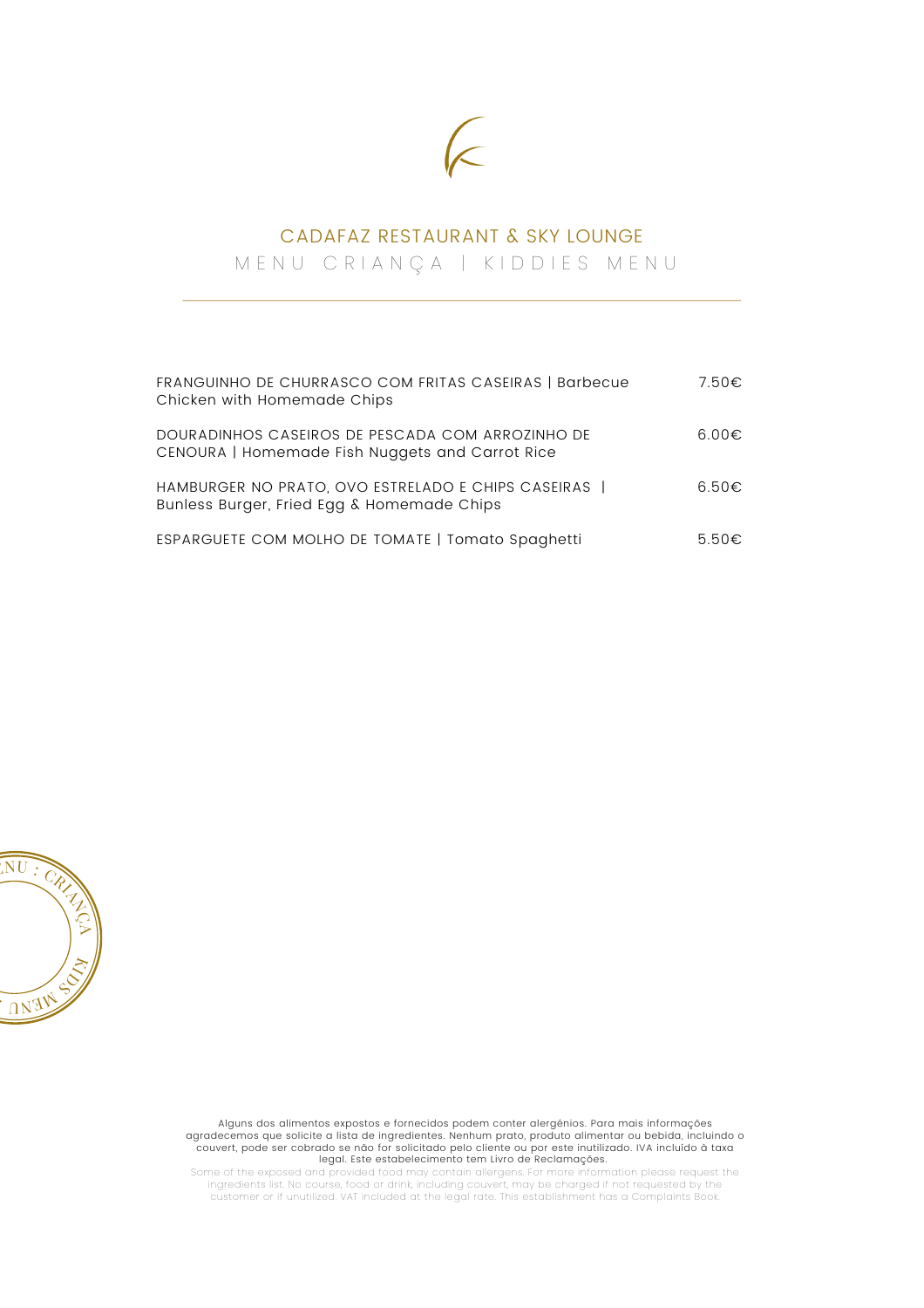# CADAFAZ RESTAURANT & SKY LOUNGE

## MENU CRIANÇA | KIDDIES MENU

| | |
|---|---|
| FRANGUINHO DE CHURRASCO COM FRITAS CASEIRAS \| Barbecue Chicken with Homemade Chips | 7.50€ |
| DOURADINHOS CASEIROS DE PESCADA COM ARROZINHO DE CENOURA \| Homemade Fish Nuggets and Carrot Rice | 6.00€ |
| HAMBURGER NO PRATO, OVO ESTRELADO E CHIPS CASEIRAS \| Bunless Burger, Fried Egg & Homemade Chips | 6.50€ |
| ESPARGUETE COM MOLHO DE TOMATE \| Tomato Spaghetti | 5.50€ |

Alguns dos alimentos expostos e fornecidos podem conter alergénios. Para mais informações agradecemos que solicite a lista de ingredientes. Nenhum prato, produto alimentar ou bebida, incluindo o couvert, pode ser cobrado se não for solicitado pelo cliente ou por este inutilizado. IVA incluído à taxa legal. Este estabelecimento tem Livro de Reclamações.

Some of the exposed and provided food may contain allergens. For more information please request the ingredients list. No course, food or drink, including couvert, may be charged if not requested by the customer or if unutilized. VAT included at the legal rate. This establishment has a Complaints Book.